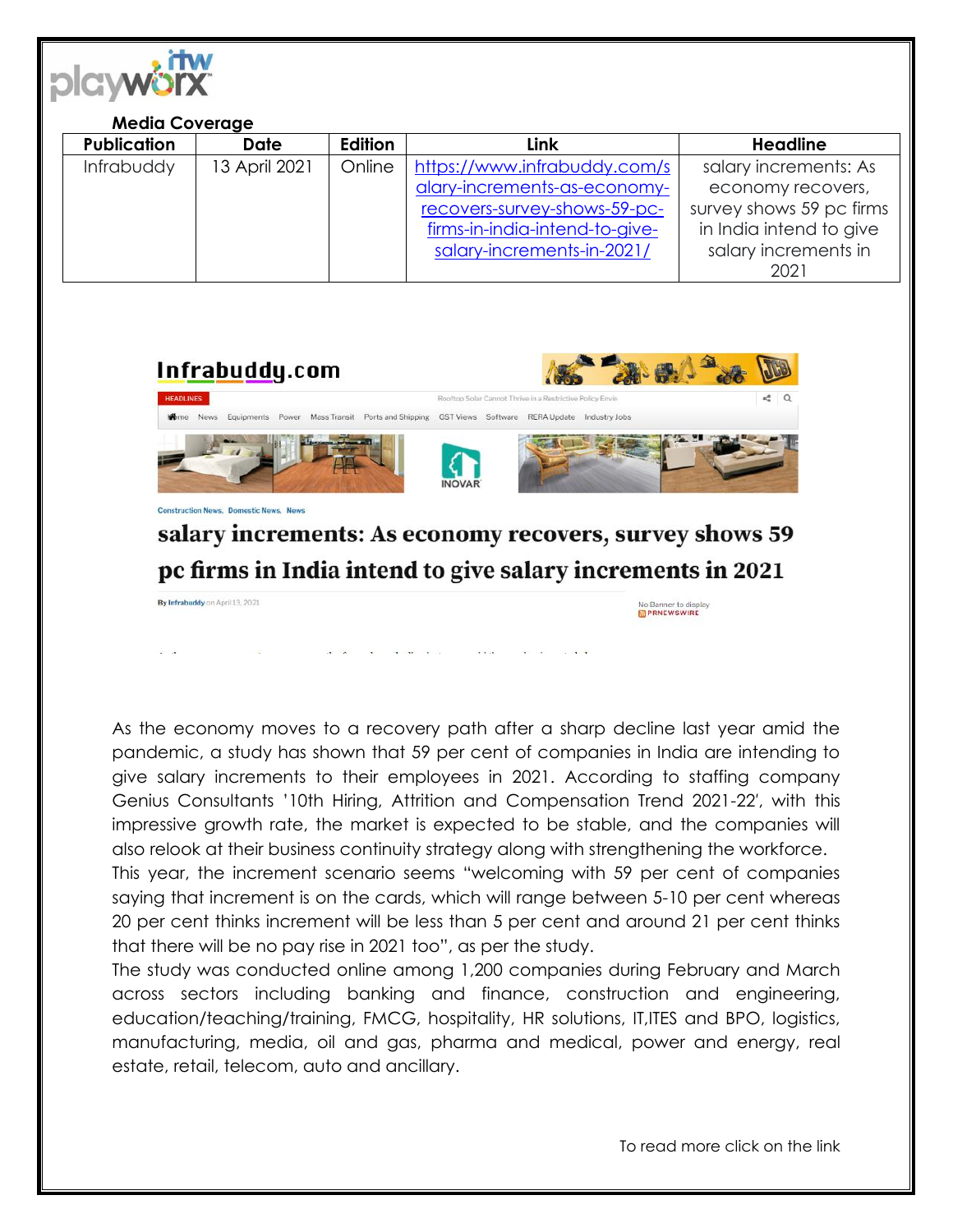**Media Coverage**

| Publication | Date | Edition | Link | Headline |
|---|---|---|---|---|
| Infrabuddy | 13 April 2021 | Online | https://www.infrabuddy.com/salary-increments-as-economy-recovers-survey-shows-59-pc-firms-in-india-intend-to-give-salary-increments-in-2021/ | salary increments: As economy recovers, survey shows 59 pc firms in India intend to give salary increments in 2021 |

Infrabuddy.com

Construction News, Domestic News, News

# salary increments: As economy recovers, survey shows 59 pc firms in India intend to give salary increments in 2021

By Infrabuddy on April 13, 2021

As the economy moves to a recovery path after a sharp decline last year amid the pandemic, a study has shown that 59 per cent of companies in India are intending to give salary increments to their employees in 2021. According to staffing company Genius Consultants '10th Hiring, Attrition and Compensation Trend 2021-22', with this impressive growth rate, the market is expected to be stable, and the companies will also relook at their business continuity strategy along with strengthening the workforce.

This year, the increment scenario seems "welcoming with 59 per cent of companies saying that increment is on the cards, which will range between 5-10 per cent whereas 20 per cent thinks increment will be less than 5 per cent and around 21 per cent thinks that there will be no pay rise in 2021 too", as per the study.

The study was conducted online among 1,200 companies during February and March across sectors including banking and finance, construction and engineering, education/teaching/training, FMCG, hospitality, HR solutions, IT,ITES and BPO, logistics, manufacturing, media, oil and gas, pharma and medical, power and energy, real estate, retail, telecom, auto and ancillary.

To read more click on the link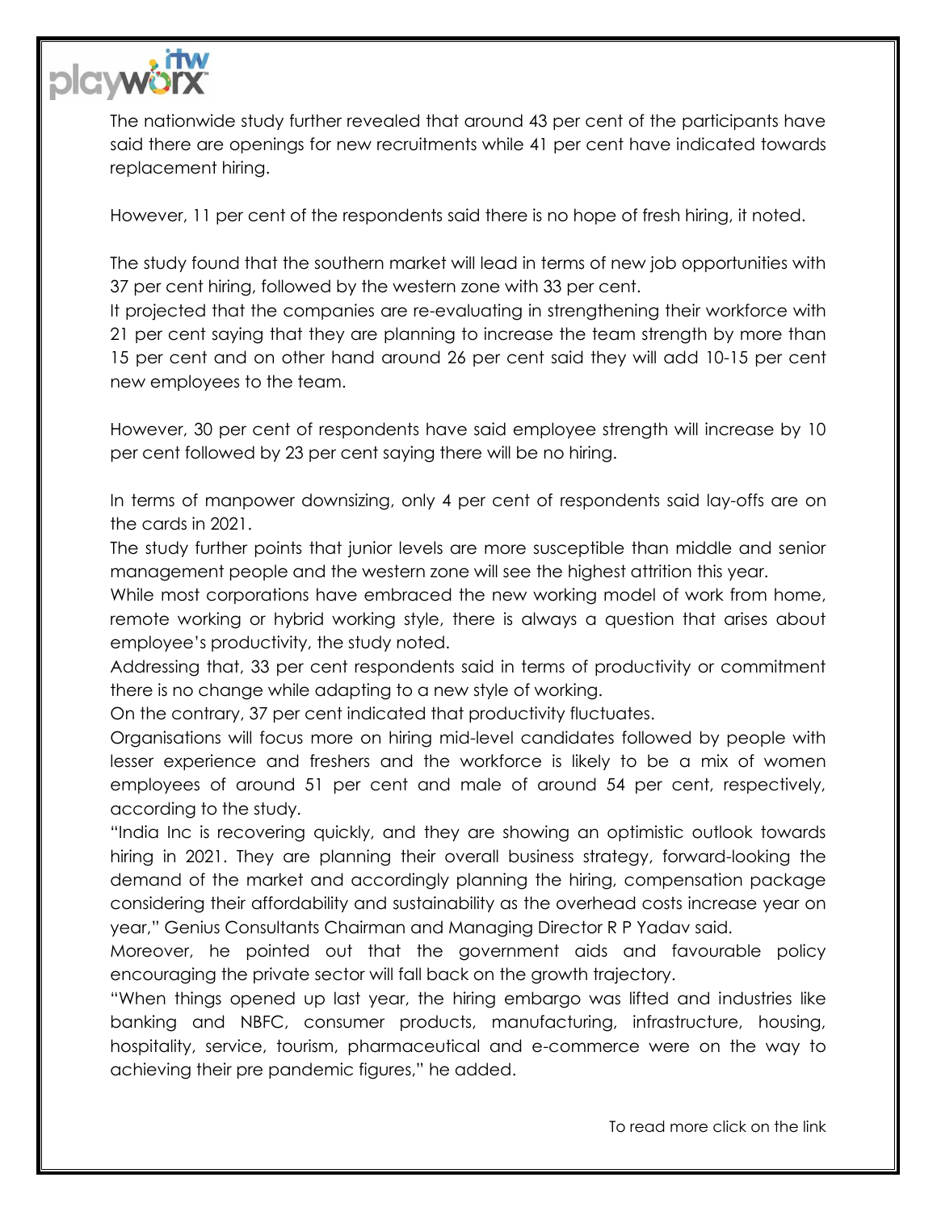The nationwide study further revealed that around 43 per cent of the participants have said there are openings for new recruitments while 41 per cent have indicated towards replacement hiring.

However, 11 per cent of the respondents said there is no hope of fresh hiring, it noted.

The study found that the southern market will lead in terms of new job opportunities with 37 per cent hiring, followed by the western zone with 33 per cent.

It projected that the companies are re-evaluating in strengthening their workforce with 21 per cent saying that they are planning to increase the team strength by more than 15 per cent and on other hand around 26 per cent said they will add 10-15 per cent new employees to the team.

However, 30 per cent of respondents have said employee strength will increase by 10 per cent followed by 23 per cent saying there will be no hiring.

In terms of manpower downsizing, only 4 per cent of respondents said lay-offs are on the cards in 2021.

The study further points that junior levels are more susceptible than middle and senior management people and the western zone will see the highest attrition this year.

While most corporations have embraced the new working model of work from home, remote working or hybrid working style, there is always a question that arises about employee's productivity, the study noted.

Addressing that, 33 per cent respondents said in terms of productivity or commitment there is no change while adapting to a new style of working.

On the contrary, 37 per cent indicated that productivity fluctuates.

Organisations will focus more on hiring mid-level candidates followed by people with lesser experience and freshers and the workforce is likely to be a mix of women employees of around 51 per cent and male of around 54 per cent, respectively, according to the study.

"India Inc is recovering quickly, and they are showing an optimistic outlook towards hiring in 2021. They are planning their overall business strategy, forward-looking the demand of the market and accordingly planning the hiring, compensation package considering their affordability and sustainability as the overhead costs increase year on year," Genius Consultants Chairman and Managing Director R P Yadav said.

Moreover, he pointed out that the government aids and favourable policy encouraging the private sector will fall back on the growth trajectory.

"When things opened up last year, the hiring embargo was lifted and industries like banking and NBFC, consumer products, manufacturing, infrastructure, housing, hospitality, service, tourism, pharmaceutical and e-commerce were on the way to achieving their pre pandemic figures," he added.

To read more click on the link